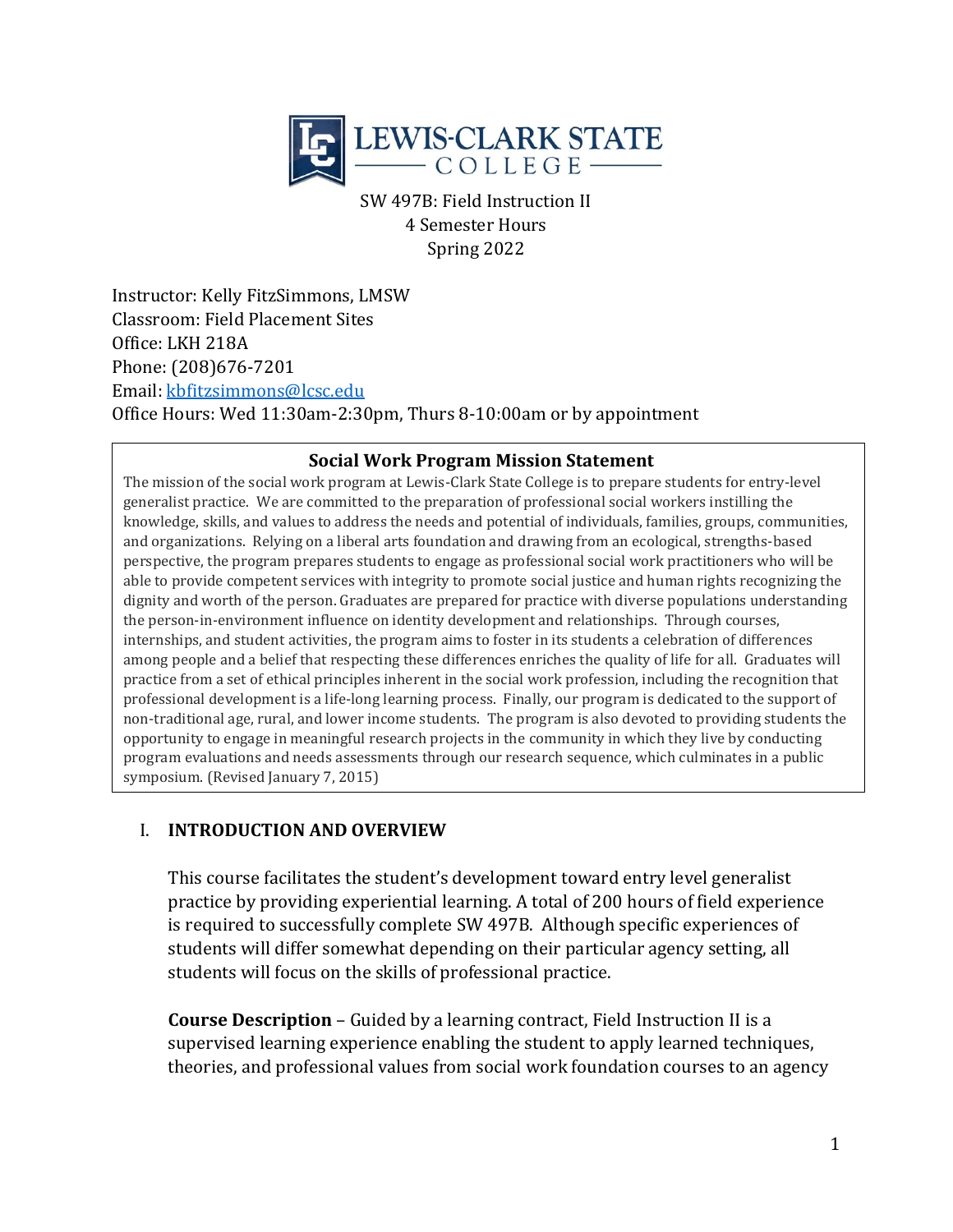# LEWIS-CLARK STATE COLLEGE

SW 497B: Field Instruction II
4 Semester Hours
Spring 2022

Instructor: Kelly FitzSimmons, LMSW
Classroom: Field Placement Sites
Office: LKH 218A
Phone: (208)676-7201
Email: kbfitzsimmons@lcsc.edu
Office Hours: Wed 11:30am-2:30pm, Thurs 8-10:00am or by appointment

**Social Work Program Mission Statement**

The mission of the social work program at Lewis-Clark State College is to prepare students for entry-level generalist practice. We are committed to the preparation of professional social workers instilling the knowledge, skills, and values to address the needs and potential of individuals, families, groups, communities, and organizations. Relying on a liberal arts foundation and drawing from an ecological, strengths-based perspective, the program prepares students to engage as professional social work practitioners who will be able to provide competent services with integrity to promote social justice and human rights recognizing the dignity and worth of the person. Graduates are prepared for practice with diverse populations understanding the person-in-environment influence on identity development and relationships. Through courses, internships, and student activities, the program aims to foster in its students a celebration of differences among people and a belief that respecting these differences enriches the quality of life for all. Graduates will practice from a set of ethical principles inherent in the social work profession, including the recognition that professional development is a life-long learning process. Finally, our program is dedicated to the support of non-traditional age, rural, and lower income students. The program is also devoted to providing students the opportunity to engage in meaningful research projects in the community in which they live by conducting program evaluations and needs assessments through our research sequence, which culminates in a public symposium. (Revised January 7, 2015)

## I. INTRODUCTION AND OVERVIEW

This course facilitates the student's development toward entry level generalist practice by providing experiential learning. A total of 200 hours of field experience is required to successfully complete SW 497B. Although specific experiences of students will differ somewhat depending on their particular agency setting, all students will focus on the skills of professional practice.

**Course Description** – Guided by a learning contract, Field Instruction II is a supervised learning experience enabling the student to apply learned techniques, theories, and professional values from social work foundation courses to an agency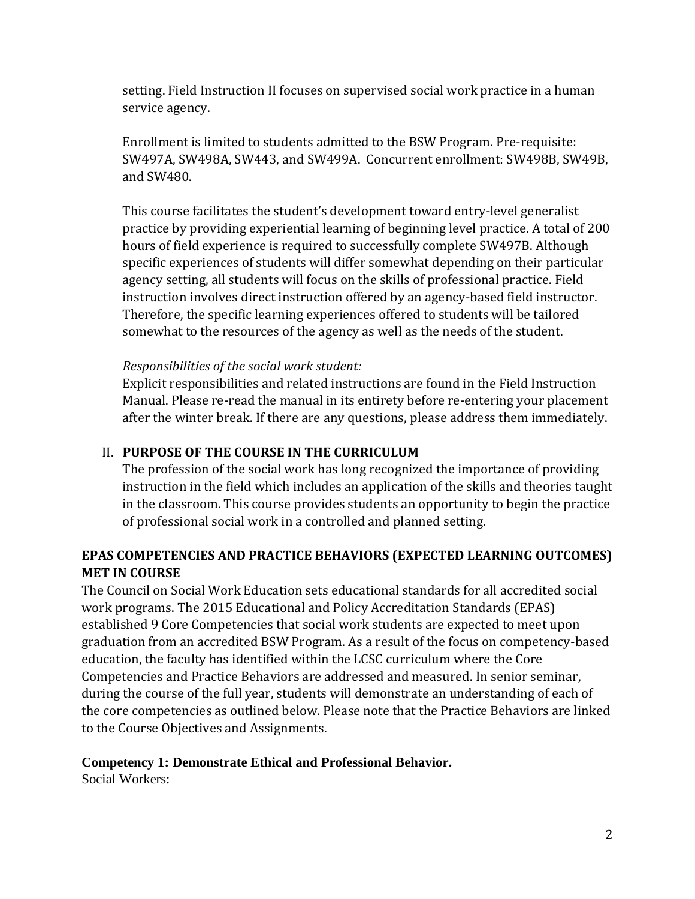setting. Field Instruction II focuses on supervised social work practice in a human service agency.

Enrollment is limited to students admitted to the BSW Program. Pre-requisite: SW497A, SW498A, SW443, and SW499A. Concurrent enrollment: SW498B, SW49B, and SW480.

This course facilitates the student's development toward entry-level generalist practice by providing experiential learning of beginning level practice. A total of 200 hours of field experience is required to successfully complete SW497B. Although specific experiences of students will differ somewhat depending on their particular agency setting, all students will focus on the skills of professional practice. Field instruction involves direct instruction offered by an agency-based field instructor. Therefore, the specific learning experiences offered to students will be tailored somewhat to the resources of the agency as well as the needs of the student.

*Responsibilities of the social work student:*
Explicit responsibilities and related instructions are found in the Field Instruction Manual. Please re-read the manual in its entirety before re-entering your placement after the winter break. If there are any questions, please address them immediately.

## II. PURPOSE OF THE COURSE IN THE CURRICULUM

The profession of the social work has long recognized the importance of providing instruction in the field which includes an application of the skills and theories taught in the classroom. This course provides students an opportunity to begin the practice of professional social work in a controlled and planned setting.

## EPAS COMPETENCIES AND PRACTICE BEHAVIORS (EXPECTED LEARNING OUTCOMES) MET IN COURSE

The Council on Social Work Education sets educational standards for all accredited social work programs. The 2015 Educational and Policy Accreditation Standards (EPAS) established 9 Core Competencies that social work students are expected to meet upon graduation from an accredited BSW Program. As a result of the focus on competency-based education, the faculty has identified within the LCSC curriculum where the Core Competencies and Practice Behaviors are addressed and measured. In senior seminar, during the course of the full year, students will demonstrate an understanding of each of the core competencies as outlined below. Please note that the Practice Behaviors are linked to the Course Objectives and Assignments.

**Competency 1: Demonstrate Ethical and Professional Behavior.**
Social Workers: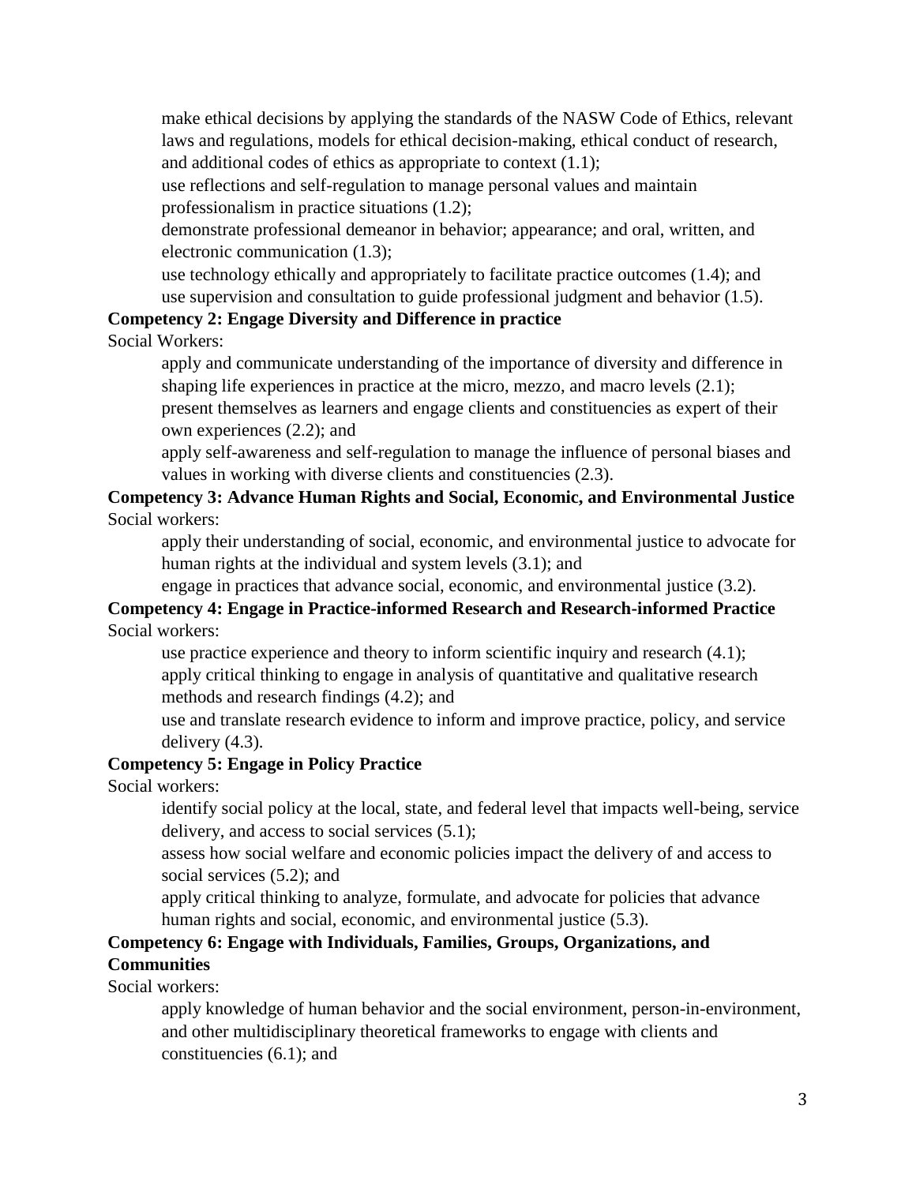make ethical decisions by applying the standards of the NASW Code of Ethics, relevant laws and regulations, models for ethical decision-making, ethical conduct of research, and additional codes of ethics as appropriate to context (1.1);

use reflections and self-regulation to manage personal values and maintain professionalism in practice situations (1.2);

demonstrate professional demeanor in behavior; appearance; and oral, written, and electronic communication (1.3);

use technology ethically and appropriately to facilitate practice outcomes (1.4); and

use supervision and consultation to guide professional judgment and behavior (1.5).

**Competency 2: Engage Diversity and Difference in practice**

Social Workers:

apply and communicate understanding of the importance of diversity and difference in shaping life experiences in practice at the micro, mezzo, and macro levels (2.1);

present themselves as learners and engage clients and constituencies as expert of their own experiences (2.2); and

apply self-awareness and self-regulation to manage the influence of personal biases and values in working with diverse clients and constituencies (2.3).

**Competency 3: Advance Human Rights and Social, Economic, and Environmental Justice**

Social workers:

apply their understanding of social, economic, and environmental justice to advocate for human rights at the individual and system levels (3.1); and

engage in practices that advance social, economic, and environmental justice (3.2).

**Competency 4: Engage in Practice-informed Research and Research-informed Practice**

Social workers:

use practice experience and theory to inform scientific inquiry and research (4.1);

apply critical thinking to engage in analysis of quantitative and qualitative research methods and research findings (4.2); and

use and translate research evidence to inform and improve practice, policy, and service delivery (4.3).

**Competency 5: Engage in Policy Practice**

Social workers:

identify social policy at the local, state, and federal level that impacts well-being, service delivery, and access to social services (5.1);

assess how social welfare and economic policies impact the delivery of and access to social services (5.2); and

apply critical thinking to analyze, formulate, and advocate for policies that advance human rights and social, economic, and environmental justice (5.3).

**Competency 6: Engage with Individuals, Families, Groups, Organizations, and Communities**

Social workers:

apply knowledge of human behavior and the social environment, person-in-environment, and other multidisciplinary theoretical frameworks to engage with clients and constituencies (6.1); and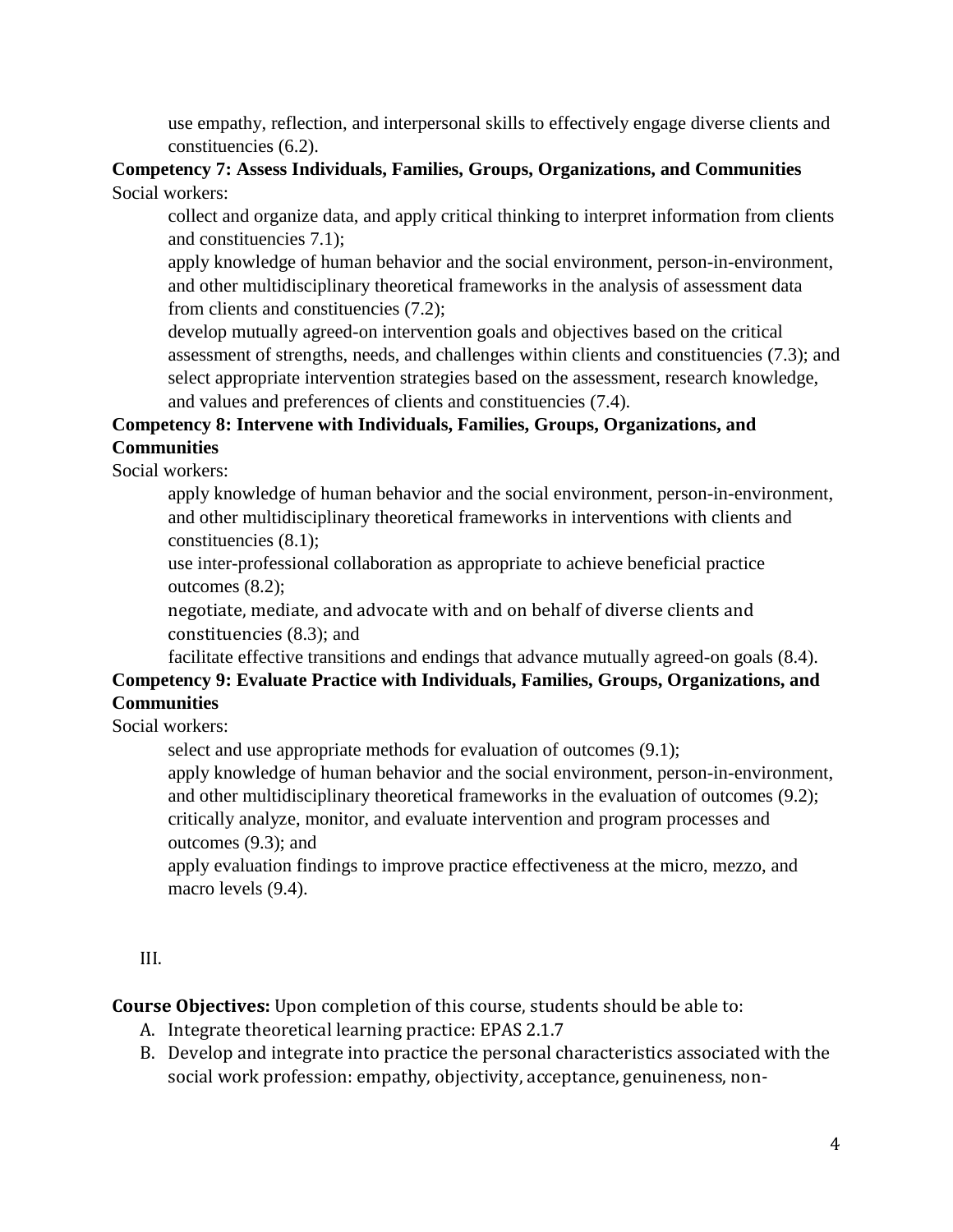use empathy, reflection, and interpersonal skills to effectively engage diverse clients and constituencies (6.2).

**Competency 7: Assess Individuals, Families, Groups, Organizations, and Communities**

Social workers:

- collect and organize data, and apply critical thinking to interpret information from clients and constituencies 7.1);
- apply knowledge of human behavior and the social environment, person-in-environment, and other multidisciplinary theoretical frameworks in the analysis of assessment data from clients and constituencies (7.2);
- develop mutually agreed-on intervention goals and objectives based on the critical assessment of strengths, needs, and challenges within clients and constituencies (7.3); and
- select appropriate intervention strategies based on the assessment, research knowledge, and values and preferences of clients and constituencies (7.4).

**Competency 8: Intervene with Individuals, Families, Groups, Organizations, and Communities**

Social workers:

- apply knowledge of human behavior and the social environment, person-in-environment, and other multidisciplinary theoretical frameworks in interventions with clients and constituencies (8.1);
- use inter-professional collaboration as appropriate to achieve beneficial practice outcomes (8.2);
- negotiate, mediate, and advocate with and on behalf of diverse clients and constituencies (8.3); and
- facilitate effective transitions and endings that advance mutually agreed-on goals (8.4).

**Competency 9: Evaluate Practice with Individuals, Families, Groups, Organizations, and Communities**

Social workers:

- select and use appropriate methods for evaluation of outcomes (9.1);
- apply knowledge of human behavior and the social environment, person-in-environment, and other multidisciplinary theoretical frameworks in the evaluation of outcomes (9.2);
- critically analyze, monitor, and evaluate intervention and program processes and outcomes (9.3); and
- apply evaluation findings to improve practice effectiveness at the micro, mezzo, and macro levels (9.4).

III.

**Course Objectives:** Upon completion of this course, students should be able to:

A. Integrate theoretical learning practice: EPAS 2.1.7
B. Develop and integrate into practice the personal characteristics associated with the social work profession: empathy, objectivity, acceptance, genuineness, non-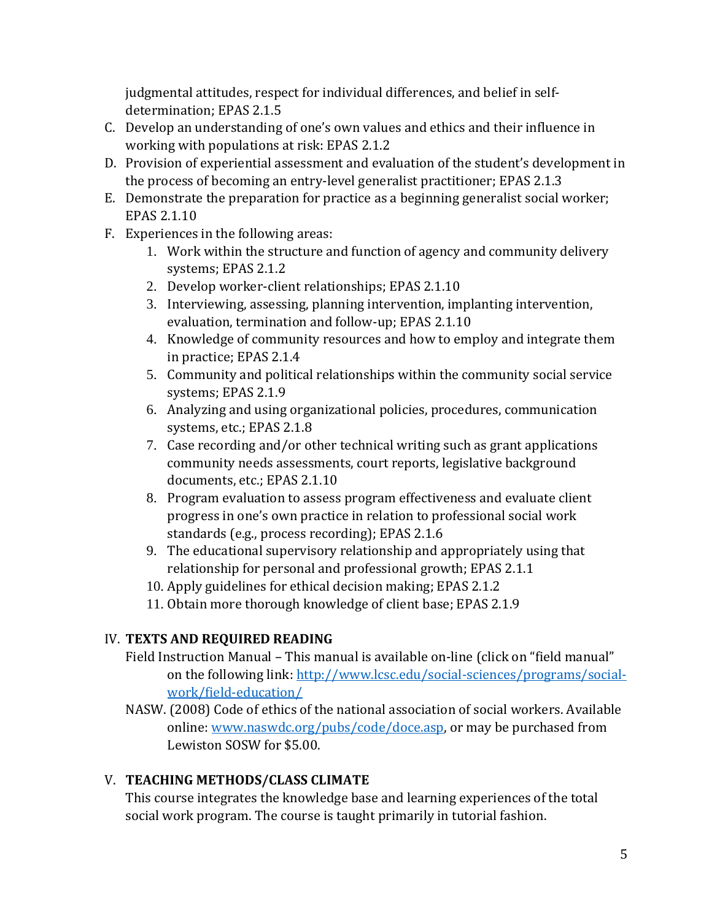judgmental attitudes, respect for individual differences, and belief in self-determination; EPAS 2.1.5

C. Develop an understanding of one's own values and ethics and their influence in working with populations at risk: EPAS 2.1.2
D. Provision of experiential assessment and evaluation of the student's development in the process of becoming an entry-level generalist practitioner; EPAS 2.1.3
E. Demonstrate the preparation for practice as a beginning generalist social worker; EPAS 2.1.10
F. Experiences in the following areas:
    1. Work within the structure and function of agency and community delivery systems; EPAS 2.1.2
    2. Develop worker-client relationships; EPAS 2.1.10
    3. Interviewing, assessing, planning intervention, implanting intervention, evaluation, termination and follow-up; EPAS 2.1.10
    4. Knowledge of community resources and how to employ and integrate them in practice; EPAS 2.1.4
    5. Community and political relationships within the community social service systems; EPAS 2.1.9
    6. Analyzing and using organizational policies, procedures, communication systems, etc.; EPAS 2.1.8
    7. Case recording and/or other technical writing such as grant applications community needs assessments, court reports, legislative background documents, etc.; EPAS 2.1.10
    8. Program evaluation to assess program effectiveness and evaluate client progress in one's own practice in relation to professional social work standards (e.g., process recording); EPAS 2.1.6
    9. The educational supervisory relationship and appropriately using that relationship for personal and professional growth; EPAS 2.1.1
    10. Apply guidelines for ethical decision making; EPAS 2.1.2
    11. Obtain more thorough knowledge of client base; EPAS 2.1.9

## IV. TEXTS AND REQUIRED READING

Field Instruction Manual – This manual is available on-line (click on "field manual" on the following link: [http://www.lcsc.edu/social-sciences/programs/social-work/field-education/](http://www.lcsc.edu/social-sciences/programs/social-work/field-education/)

NASW. (2008) Code of ethics of the national association of social workers. Available online: [www.naswdc.org/pubs/code/doce.asp](www.naswdc.org/pubs/code/doce.asp), or may be purchased from Lewiston SOSW for $5.00.

## V. TEACHING METHODS/CLASS CLIMATE

This course integrates the knowledge base and learning experiences of the total social work program. The course is taught primarily in tutorial fashion.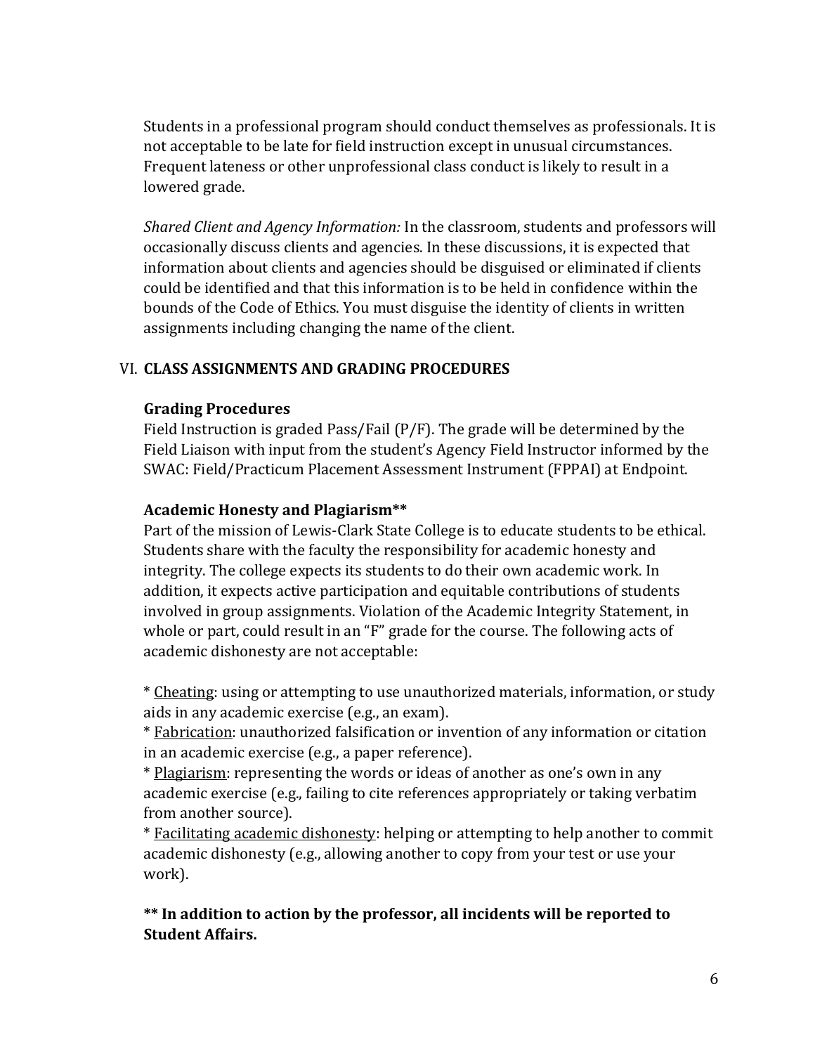Students in a professional program should conduct themselves as professionals. It is not acceptable to be late for field instruction except in unusual circumstances. Frequent lateness or other unprofessional class conduct is likely to result in a lowered grade.

*Shared Client and Agency Information:* In the classroom, students and professors will occasionally discuss clients and agencies. In these discussions, it is expected that information about clients and agencies should be disguised or eliminated if clients could be identified and that this information is to be held in confidence within the bounds of the Code of Ethics. You must disguise the identity of clients in written assignments including changing the name of the client.

## VI. CLASS ASSIGNMENTS AND GRADING PROCEDURES

### Grading Procedures

Field Instruction is graded Pass/Fail (P/F). The grade will be determined by the Field Liaison with input from the student's Agency Field Instructor informed by the SWAC: Field/Practicum Placement Assessment Instrument (FPPAI) at Endpoint.

### Academic Honesty and Plagiarism**

Part of the mission of Lewis-Clark State College is to educate students to be ethical. Students share with the faculty the responsibility for academic honesty and integrity. The college expects its students to do their own academic work. In addition, it expects active participation and equitable contributions of students involved in group assignments. Violation of the Academic Integrity Statement, in whole or part, could result in an "F" grade for the course. The following acts of academic dishonesty are not acceptable:

* <u>Cheating</u>: using or attempting to use unauthorized materials, information, or study aids in any academic exercise (e.g., an exam).
* <u>Fabrication</u>: unauthorized falsification or invention of any information or citation in an academic exercise (e.g., a paper reference).
* <u>Plagiarism</u>: representing the words or ideas of another as one's own in any academic exercise (e.g., failing to cite references appropriately or taking verbatim from another source).
* <u>Facilitating academic dishonesty</u>: helping or attempting to help another to commit academic dishonesty (e.g., allowing another to copy from your test or use your work).

**** In addition to action by the professor, all incidents will be reported to Student Affairs.**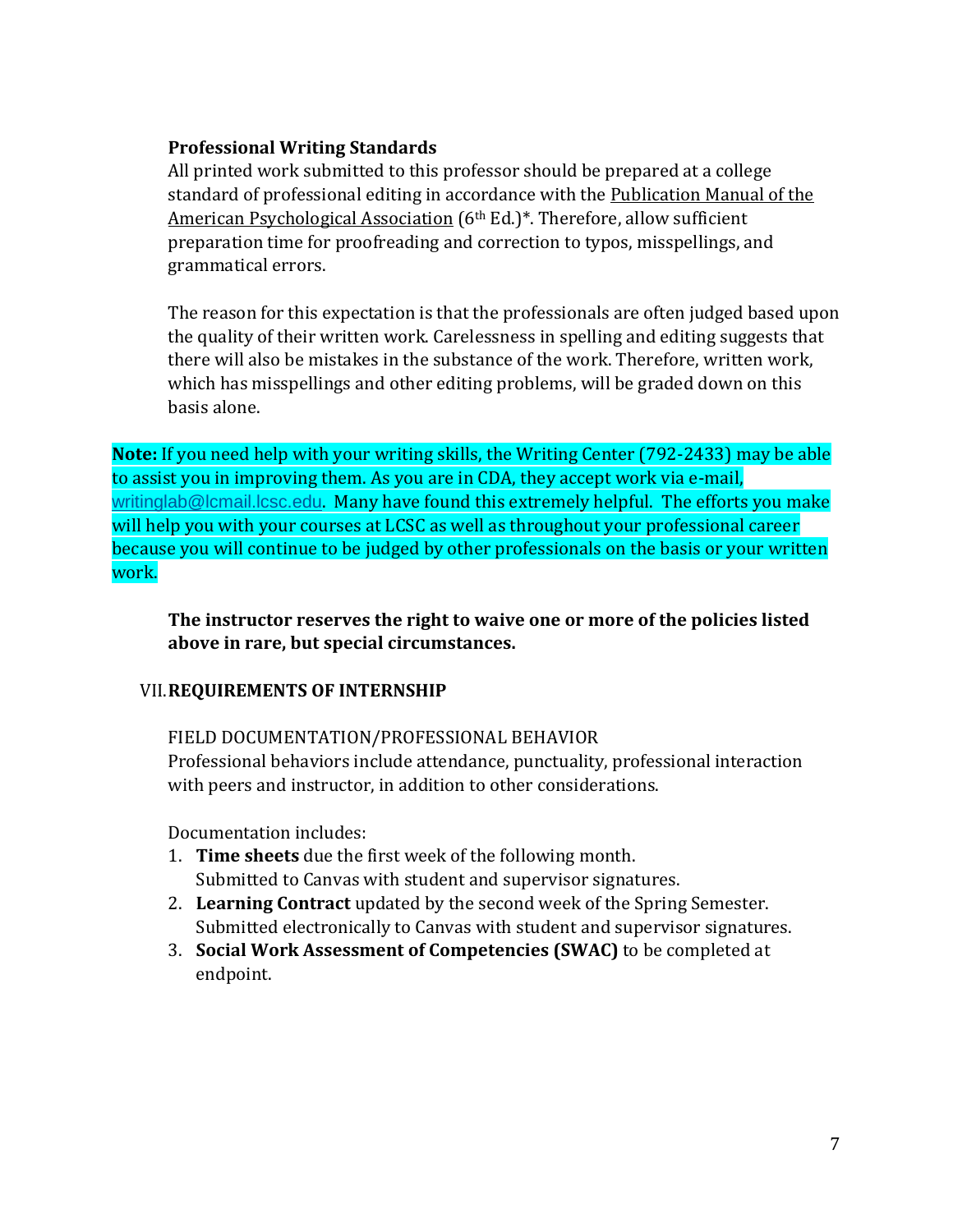**Professional Writing Standards**

All printed work submitted to this professor should be prepared at a college standard of professional editing in accordance with the Publication Manual of the American Psychological Association (6th Ed.)*. Therefore, allow sufficient preparation time for proofreading and correction to typos, misspellings, and grammatical errors.

The reason for this expectation is that the professionals are often judged based upon the quality of their written work. Carelessness in spelling and editing suggests that there will also be mistakes in the substance of the work. Therefore, written work, which has misspellings and other editing problems, will be graded down on this basis alone.

**Note:** If you need help with your writing skills, the Writing Center (792-2433) may be able to assist you in improving them. As you are in CDA, they accept work via e-mail, writinglab@lcmail.lcsc.edu. Many have found this extremely helpful. The efforts you make will help you with your courses at LCSC as well as throughout your professional career because you will continue to be judged by other professionals on the basis or your written work.

**The instructor reserves the right to waive one or more of the policies listed above in rare, but special circumstances.**

## VII. REQUIREMENTS OF INTERNSHIP

FIELD DOCUMENTATION/PROFESSIONAL BEHAVIOR

Professional behaviors include attendance, punctuality, professional interaction with peers and instructor, in addition to other considerations.

Documentation includes:

1. **Time sheets** due the first week of the following month. Submitted to Canvas with student and supervisor signatures.
2. **Learning Contract** updated by the second week of the Spring Semester. Submitted electronically to Canvas with student and supervisor signatures.
3. **Social Work Assessment of Competencies (SWAC)** to be completed at endpoint.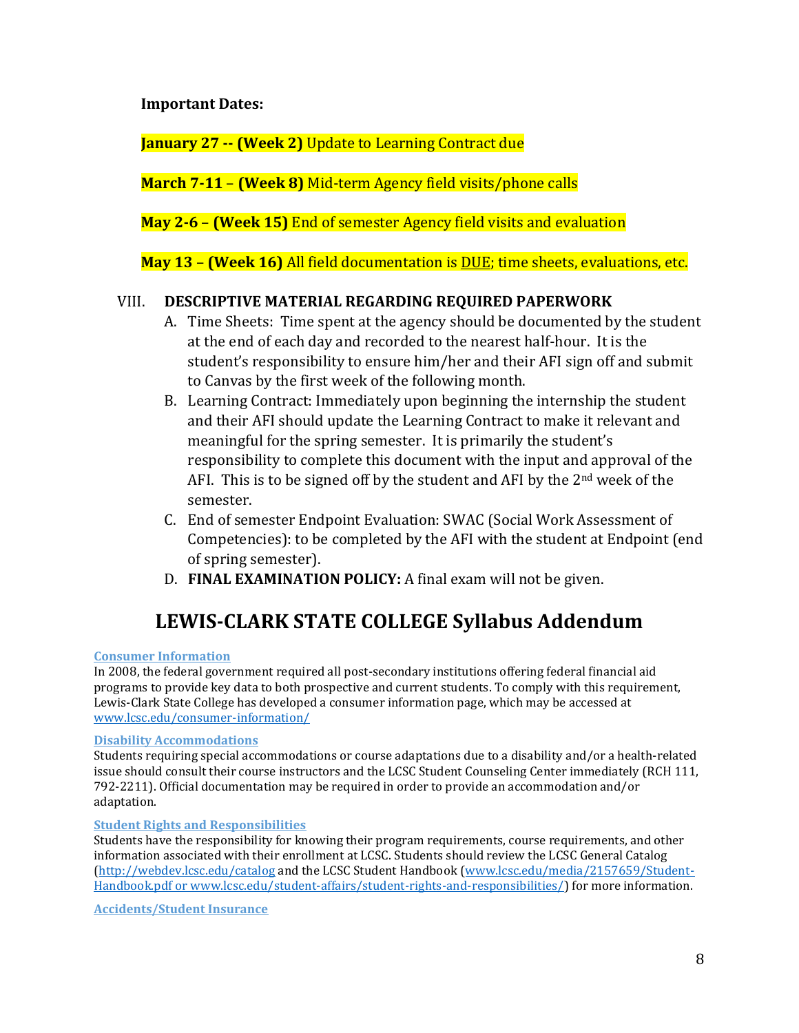**Important Dates:**

**January 27 -- (Week 2)** Update to Learning Contract due

**March 7-11 – (Week 8)** Mid-term Agency field visits/phone calls

**May 2-6 – (Week 15)** End of semester Agency field visits and evaluation

**May 13 – (Week 16)** All field documentation is DUE; time sheets, evaluations, etc.

VIII. **DESCRIPTIVE MATERIAL REGARDING REQUIRED PAPERWORK**

A. Time Sheets: Time spent at the agency should be documented by the student at the end of each day and recorded to the nearest half-hour. It is the student's responsibility to ensure him/her and their AFI sign off and submit to Canvas by the first week of the following month.

B. Learning Contract: Immediately upon beginning the internship the student and their AFI should update the Learning Contract to make it relevant and meaningful for the spring semester. It is primarily the student's responsibility to complete this document with the input and approval of the AFI. This is to be signed off by the student and AFI by the 2nd week of the semester.

C. End of semester Endpoint Evaluation: SWAC (Social Work Assessment of Competencies): to be completed by the AFI with the student at Endpoint (end of spring semester).

D. **FINAL EXAMINATION POLICY:** A final exam will not be given.

# LEWIS-CLARK STATE COLLEGE Syllabus Addendum

**Consumer Information**

In 2008, the federal government required all post-secondary institutions offering federal financial aid programs to provide key data to both prospective and current students. To comply with this requirement, Lewis-Clark State College has developed a consumer information page, which may be accessed at www.lcsc.edu/consumer-information/

**Disability Accommodations**

Students requiring special accommodations or course adaptations due to a disability and/or a health-related issue should consult their course instructors and the LCSC Student Counseling Center immediately (RCH 111, 792-2211). Official documentation may be required in order to provide an accommodation and/or adaptation.

**Student Rights and Responsibilities**

Students have the responsibility for knowing their program requirements, course requirements, and other information associated with their enrollment at LCSC. Students should review the LCSC General Catalog (http://webdev.lcsc.edu/catalog and the LCSC Student Handbook (www.lcsc.edu/media/2157659/Student-Handbook.pdf or www.lcsc.edu/student-affairs/student-rights-and-responsibilities/) for more information.

**Accidents/Student Insurance**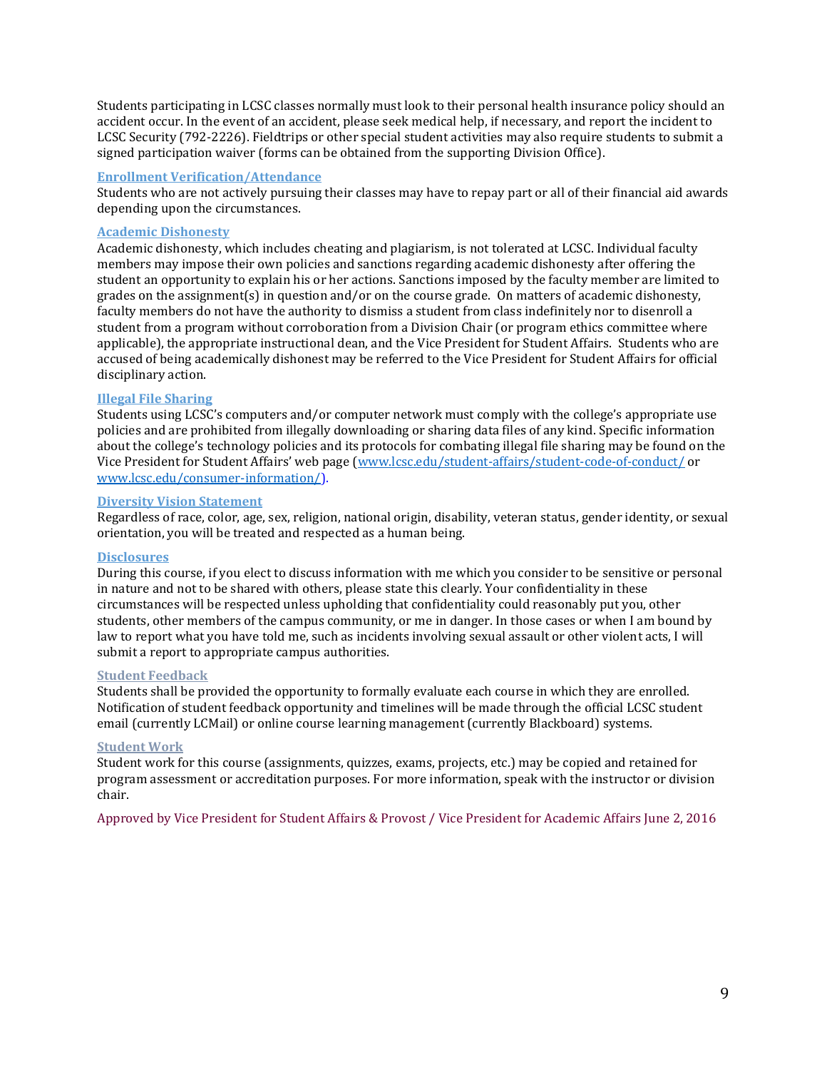Students participating in LCSC classes normally must look to their personal health insurance policy should an accident occur. In the event of an accident, please seek medical help, if necessary, and report the incident to LCSC Security (792-2226). Fieldtrips or other special student activities may also require students to submit a signed participation waiver (forms can be obtained from the supporting Division Office).

### Enrollment Verification/Attendance

Students who are not actively pursuing their classes may have to repay part or all of their financial aid awards depending upon the circumstances.

### Academic Dishonesty

Academic dishonesty, which includes cheating and plagiarism, is not tolerated at LCSC. Individual faculty members may impose their own policies and sanctions regarding academic dishonesty after offering the student an opportunity to explain his or her actions. Sanctions imposed by the faculty member are limited to grades on the assignment(s) in question and/or on the course grade. On matters of academic dishonesty, faculty members do not have the authority to dismiss a student from class indefinitely nor to disenroll a student from a program without corroboration from a Division Chair (or program ethics committee where applicable), the appropriate instructional dean, and the Vice President for Student Affairs. Students who are accused of being academically dishonest may be referred to the Vice President for Student Affairs for official disciplinary action.

### Illegal File Sharing

Students using LCSC's computers and/or computer network must comply with the college's appropriate use policies and are prohibited from illegally downloading or sharing data files of any kind. Specific information about the college's technology policies and its protocols for combating illegal file sharing may be found on the Vice President for Student Affairs' web page (www.lcsc.edu/student-affairs/student-code-of-conduct/ or www.lcsc.edu/consumer-information/).

### Diversity Vision Statement

Regardless of race, color, age, sex, religion, national origin, disability, veteran status, gender identity, or sexual orientation, you will be treated and respected as a human being.

### Disclosures

During this course, if you elect to discuss information with me which you consider to be sensitive or personal in nature and not to be shared with others, please state this clearly. Your confidentiality in these circumstances will be respected unless upholding that confidentiality could reasonably put you, other students, other members of the campus community, or me in danger. In those cases or when I am bound by law to report what you have told me, such as incidents involving sexual assault or other violent acts, I will submit a report to appropriate campus authorities.

### Student Feedback

Students shall be provided the opportunity to formally evaluate each course in which they are enrolled. Notification of student feedback opportunity and timelines will be made through the official LCSC student email (currently LCMail) or online course learning management (currently Blackboard) systems.

### Student Work

Student work for this course (assignments, quizzes, exams, projects, etc.) may be copied and retained for program assessment or accreditation purposes. For more information, speak with the instructor or division chair.

Approved by Vice President for Student Affairs & Provost / Vice President for Academic Affairs June 2, 2016